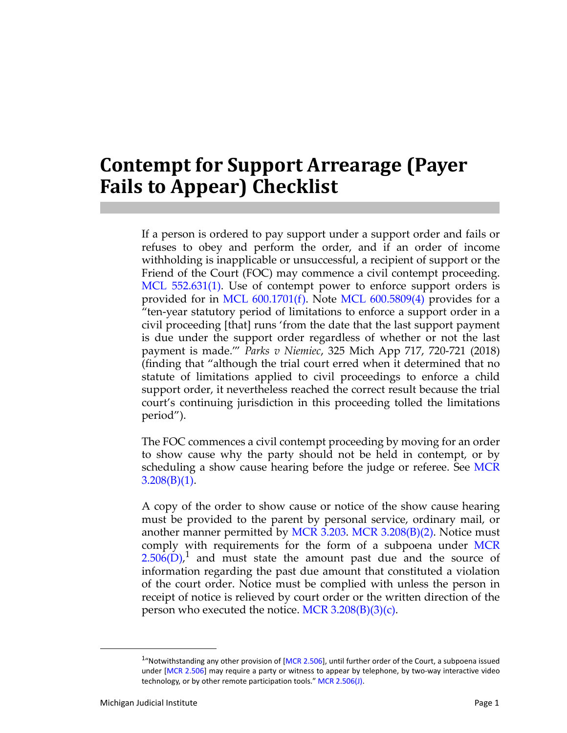# Contempt for Support Arrearage (Payer Fails to Appear) Checklist

If a person is ordered to pay support under a support order and fails or refuses to obey and perform the order, and if an order of income withholding is inapplicable or unsuccessful, a recipient of support or the Friend of the Court (FOC) may commence a civil contempt proceeding. MCL 552.631(1). Use of contempt power to enforce support orders is provided for in MCL 600.1701(f). Note MCL 600.5809(4) provides for a "ten-year statutory period of limitations to enforce a support order in a civil proceeding [that] runs 'from the date that the last support payment is due under the support order regardless of whether or not the last payment is made.'" *Parks v Niemiec*, 325 Mich App 717, 720-721 (2018) (finding that "although the trial court erred when it determined that no statute of limitations applied to civil proceedings to enforce a child support order, it nevertheless reached the correct result because the trial court's continuing jurisdiction in this proceeding tolled the limitations period").

The FOC commences a civil contempt proceeding by moving for an order to show cause why the party should not be held in contempt, or by scheduling a show cause hearing before the judge or referee. See MCR 3.208(B)(1).

A copy of the order to show cause or notice of the show cause hearing must be provided to the parent by personal service, ordinary mail, or another manner permitted by MCR 3.203. MCR 3.208(B)(2). Notice must comply with requirements for the form of a subpoena under MCR 2.506(D),[1] and must state the amount past due and the source of information regarding the past due amount that constituted a violation of the court order. Notice must be complied with unless the person in receipt of notice is relieved by court order or the written direction of the person who executed the notice. MCR 3.208(B)(3)(c).

[1] "Notwithstanding any other provision of [MCR 2.506], until further order of the Court, a subpoena issued under [MCR 2.506] may require a party or witness to appear by telephone, by two-way interactive video technology, or by other remote participation tools." MCR 2.506(J).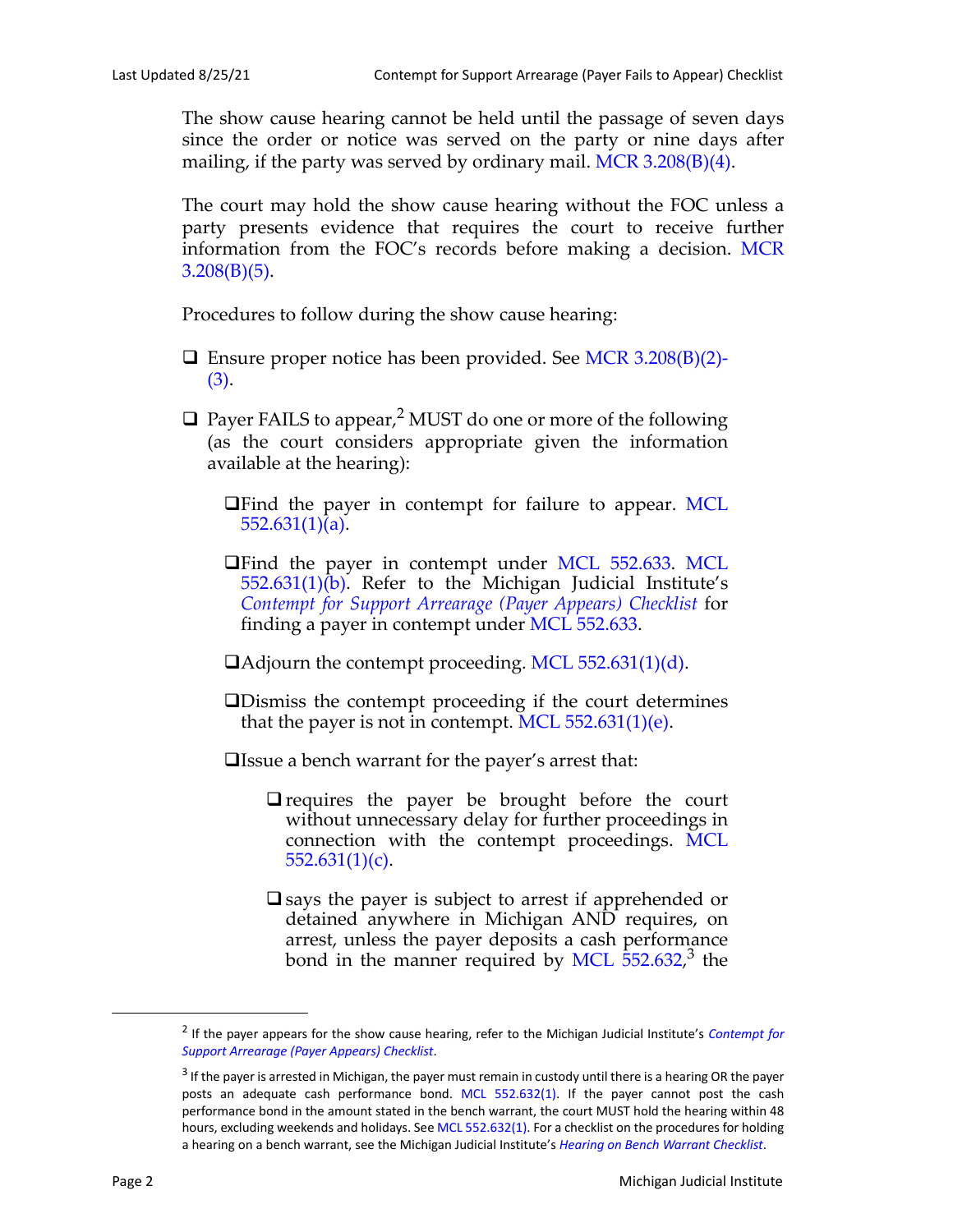The show cause hearing cannot be held until the passage of seven days since the order or notice was served on the party or nine days after mailing, if the party was served by ordinary mail. MCR 3.208(B)(4).

The court may hold the show cause hearing without the FOC unless a party presents evidence that requires the court to receive further information from the FOC's records before making a decision. MCR 3.208(B)(5).

Procedures to follow during the show cause hearing:

- ❑ Ensure proper notice has been provided. See MCR 3.208(B)(2)-(3).
- ❑ Payer FAILS to appear,[2] MUST do one or more of the following (as the court considers appropriate given the information available at the hearing):
  - ❑ Find the payer in contempt for failure to appear. MCL 552.631(1)(a).
  - ❑ Find the payer in contempt under MCL 552.633. MCL 552.631(1)(b). Refer to the Michigan Judicial Institute's *Contempt for Support Arrearage (Payer Appears) Checklist* for finding a payer in contempt under MCL 552.633.
  - ❑ Adjourn the contempt proceeding. MCL 552.631(1)(d).
  - ❑ Dismiss the contempt proceeding if the court determines that the payer is not in contempt. MCL 552.631(1)(e).
  - ❑ Issue a bench warrant for the payer's arrest that:
    - ❑ requires the payer be brought before the court without unnecessary delay for further proceedings in connection with the contempt proceedings. MCL 552.631(1)(c).
    - ❑ says the payer is subject to arrest if apprehended or detained anywhere in Michigan AND requires, on arrest, unless the payer deposits a cash performance bond in the manner required by MCL 552.632,[3] the

---

[2] If the payer appears for the show cause hearing, refer to the Michigan Judicial Institute's *Contempt for Support Arrearage (Payer Appears) Checklist*.

[3] If the payer is arrested in Michigan, the payer must remain in custody until there is a hearing OR the payer posts an adequate cash performance bond. MCL 552.632(1). If the payer cannot post the cash performance bond in the amount stated in the bench warrant, the court MUST hold the hearing within 48 hours, excluding weekends and holidays. See MCL 552.632(1). For a checklist on the procedures for holding a hearing on a bench warrant, see the Michigan Judicial Institute's *Hearing on Bench Warrant Checklist*.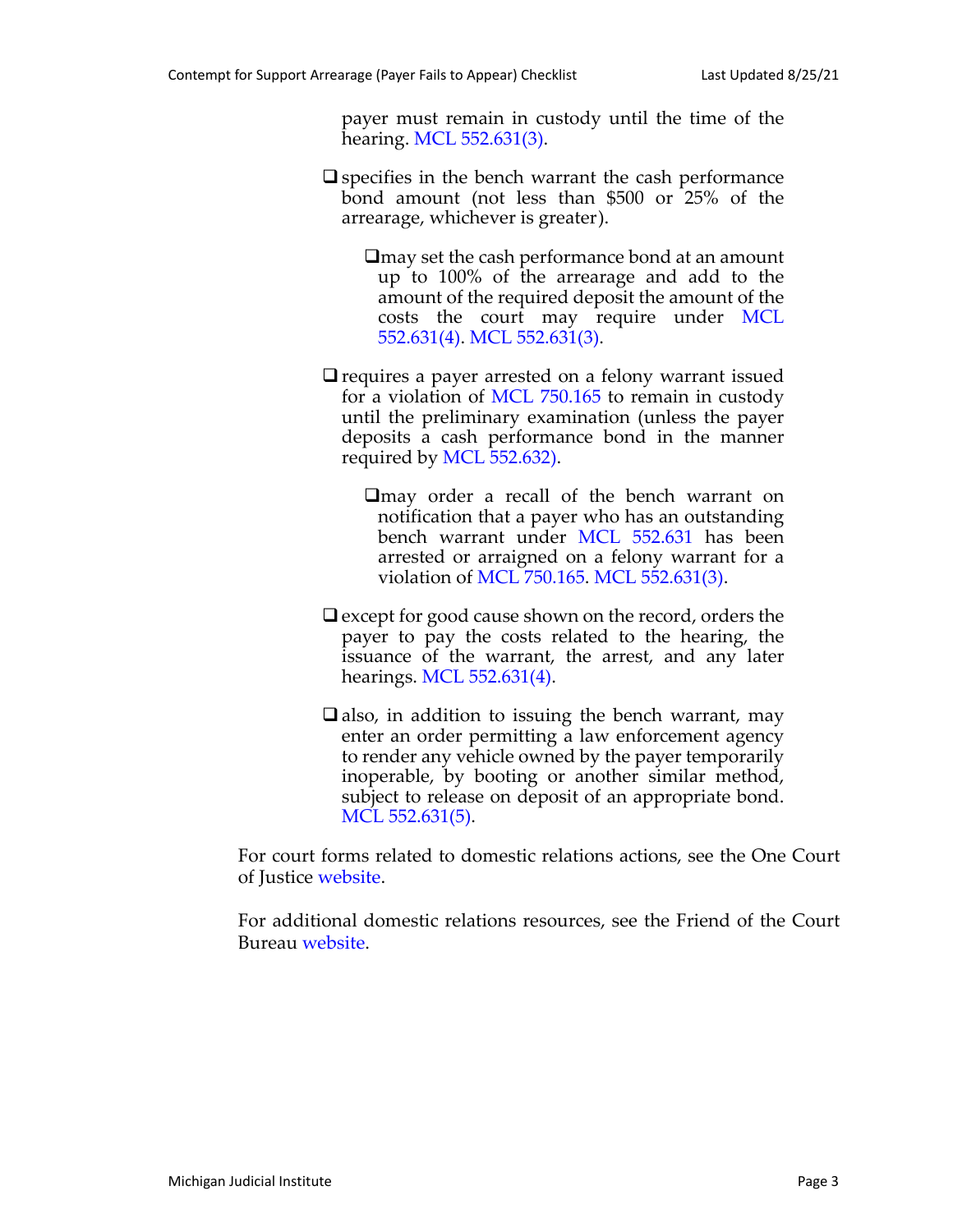payer must remain in custody until the time of the hearing. MCL 552.631(3).

- ❑ specifies in the bench warrant the cash performance bond amount (not less than $500 or 25% of the arrearage, whichever is greater).
  - ❑ may set the cash performance bond at an amount up to 100% of the arrearage and add to the amount of the required deposit the amount of the costs the court may require under MCL 552.631(4). MCL 552.631(3).
- ❑ requires a payer arrested on a felony warrant issued for a violation of MCL 750.165 to remain in custody until the preliminary examination (unless the payer deposits a cash performance bond in the manner required by MCL 552.632).
  - ❑ may order a recall of the bench warrant on notification that a payer who has an outstanding bench warrant under MCL 552.631 has been arrested or arraigned on a felony warrant for a violation of MCL 750.165. MCL 552.631(3).
- ❑ except for good cause shown on the record, orders the payer to pay the costs related to the hearing, the issuance of the warrant, the arrest, and any later hearings. MCL 552.631(4).
- ❑ also, in addition to issuing the bench warrant, may enter an order permitting a law enforcement agency to render any vehicle owned by the payer temporarily inoperable, by booting or another similar method, subject to release on deposit of an appropriate bond. MCL 552.631(5).

For court forms related to domestic relations actions, see the One Court of Justice website.

For additional domestic relations resources, see the Friend of the Court Bureau website.